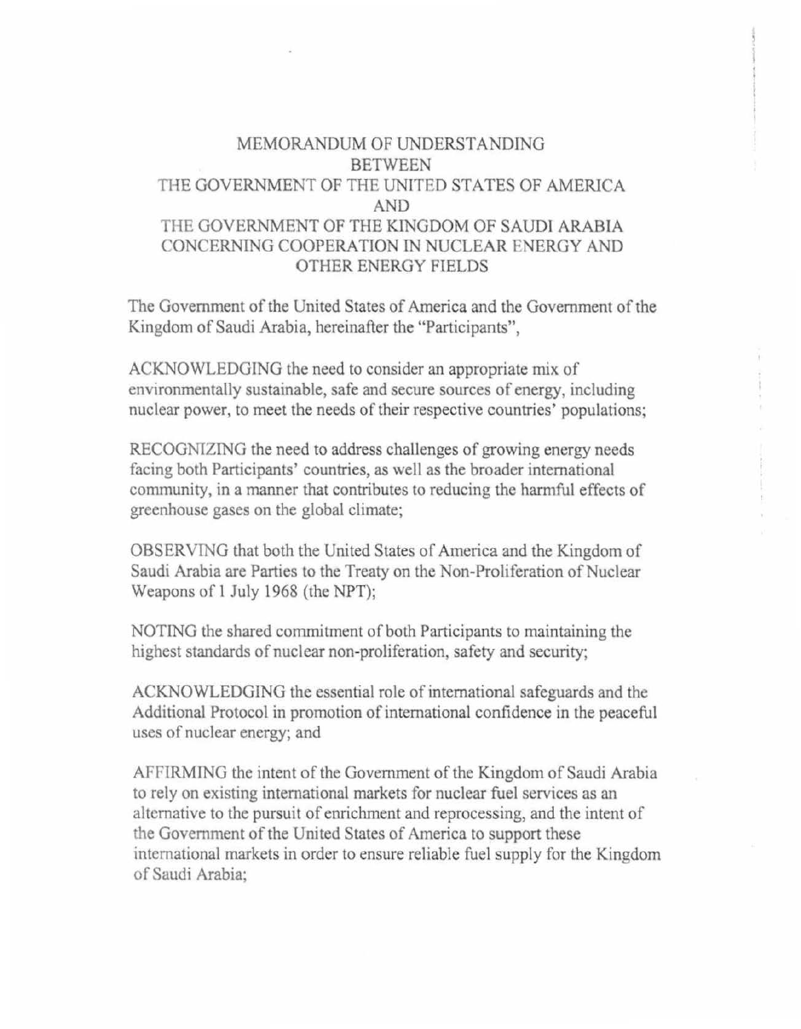# MEMORANDUM OF UNDERSTANDING BETWEEN THE GOVERNMENT OF THE UNITED STATES OF AMERICA AND THE GOVERNMENT OF THE KINGDOM OF SAUDI ARABIA CONCERNING COOPERATION IN NUCLEAR ENERGY AND OTHER ENERGY FIELDS

The Government of the United States of America and the Government of the Kingdom of Saudi Arabia, hereinafter the "Participants",

ACKNOWLEDGING the need to consider an appropriate mix of environmentally sustainable, safe and secure sources of energy, including nuclear power, to meet the needs of their respective countries' populations;

RECOGNIZING the need to address challenges of growing energy needs facing both Participants' countries, as well as the broader international community, in a manner that contributes to reducing the harmful effects of greenhouse gases on the global climate;

OBSERVING that both the United States of America and the Kingdom of Saudi Arabia are Parties to the Treaty on the Non-Proliferation of Nuclear Weapons of 1 July 1968 (the NPT);

NOTING the shared commitment of both Participants to maintaining the highest standards of nuclear non-proliferation, safety and security;

ACKNOWLEDGING the essential role of international safeguards and the Additional Protocol in promotion of international confidence in the peaceful uses of nuclear energy; and

AFFIRMING the intent of the Government of the Kingdom of Saudi Arabia to rely on existing international markets for nuclear fuel services as an alternative to the pursuit of enrichment and reprocessing, and the intent of the Government of the United States of America to support these international markets in order to ensure reliable fuel supply for the Kingdom of Saudi Arabia;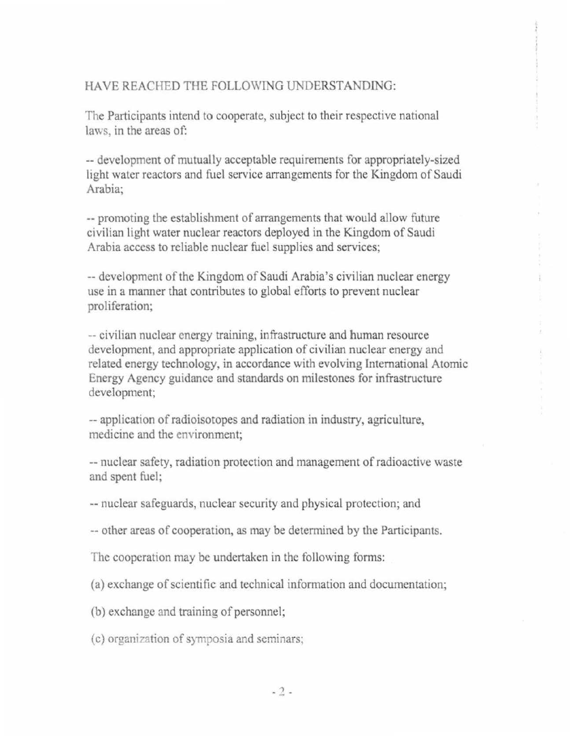HAVE REACHED THE FOLLOWING UNDERSTANDING:

The Participants intend to cooperate, subject to their respective national laws, in the areas of:

-- development of mutually acceptable requirements for appropriately-sized light water reactors and fuel service arrangements for the Kingdom of Saudi Arabia;

-- promoting the establishment of arrangements that would allow future civilian light water nuclear reactors deployed in the Kingdom of Saudi Arabia access to reliable nuclear fuel supplies and services;

-- development of the Kingdom of Saudi Arabia's civilian nuclear energy use in a manner that contributes to global efforts to prevent nuclear proliferation;

-- civilian nuclear energy training, infrastructure and human resource development, and appropriate application of civilian nuclear energy and related energy technology, in accordance with evolving International Atomic Energy Agency guidance and standards on milestones for infrastructure development;

-- application of radioisotopes and radiation in industry, agriculture, medicine and the environment;

-- nuclear safety, radiation protection and management of radioactive waste and spent fuel;

-- nuclear safeguards, nuclear security and physical protection; and

-- other areas of cooperation, as may be determined by the Participants.

The cooperation may be undertaken in the following forms:

(a) exchange of scientific and technical information and documentation;

(b) exchange and training of personnel;

(c) organization of symposia and seminars;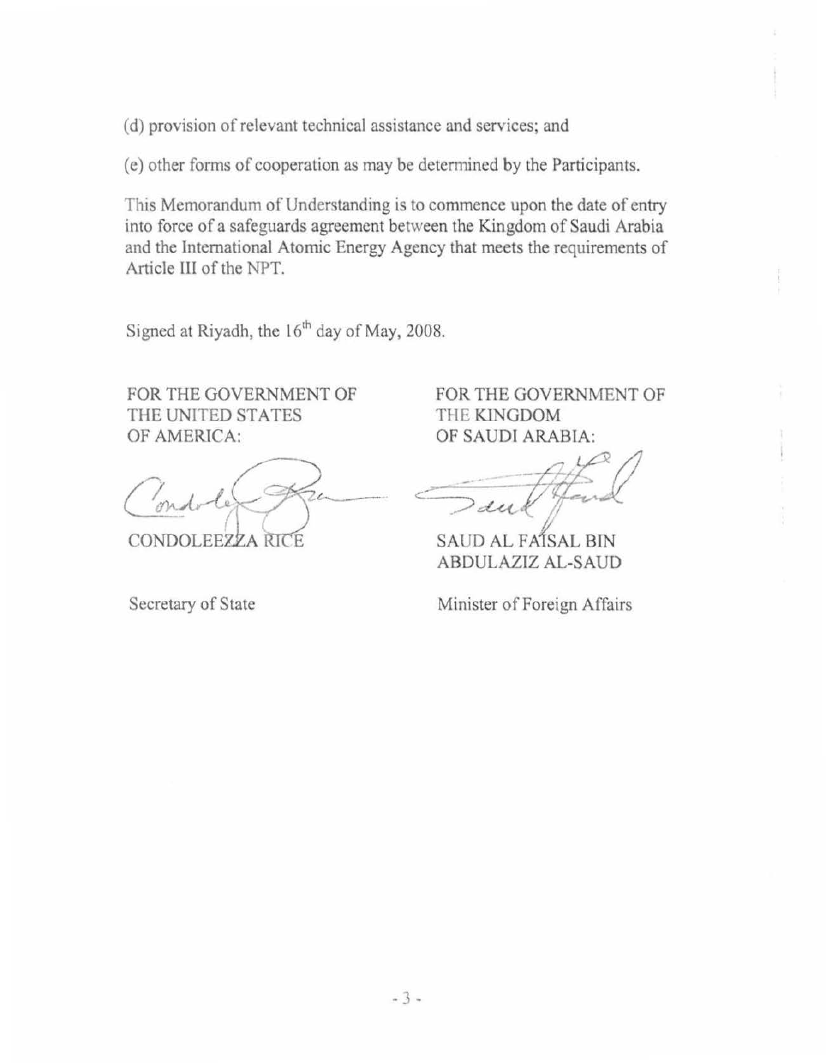(d) provision of relevant technical assistance and services; and

(e) other forms of cooperation as may be determined by the Participants.

This Memorandum of Understanding is to commence upon the date of entry into force of a safeguards agreement between the Kingdom of Saudi Arabia and the International Atomic Energy Agency that meets the requirements of Article III of the NPT.

Signed at Riyadh, the 16th day of May, 2008.

| | |
|---|---|
| FOR THE GOVERNMENT OF THE UNITED STATES OF AMERICA: | FOR THE GOVERNMENT OF THE KINGDOM OF SAUDI ARABIA: |
| CONDOLEEZZA RICE | SAUD AL FAISAL BIN ABDULAZIZ AL-SAUD |
| Secretary of State | Minister of Foreign Affairs |